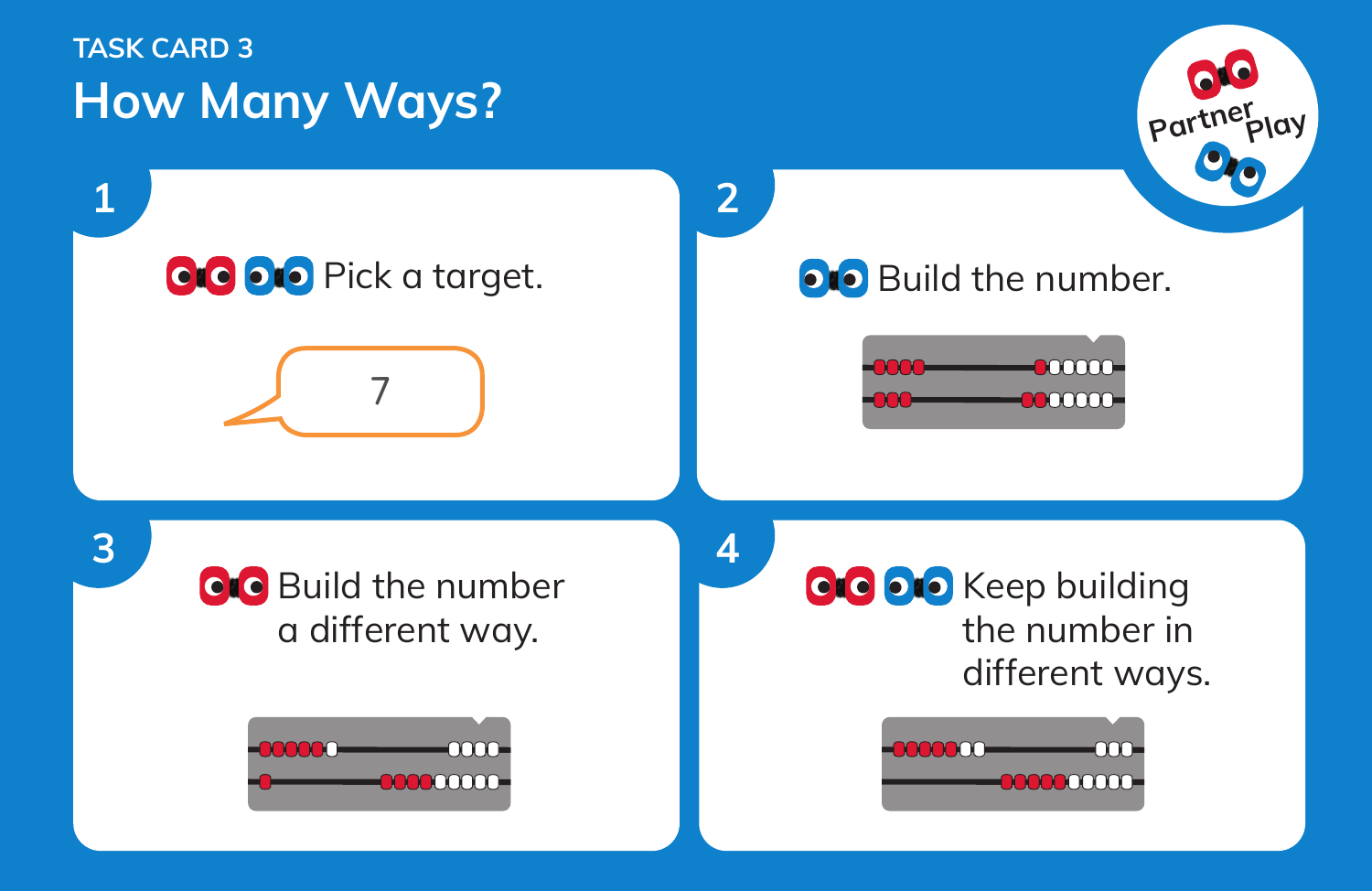TASK CARD 3

# How Many Ways?

Partner Play

## 1

Pick a target.

7

## 2

Build the number.

## 3

Build the number a different way.

## 4

Keep building the number in different ways.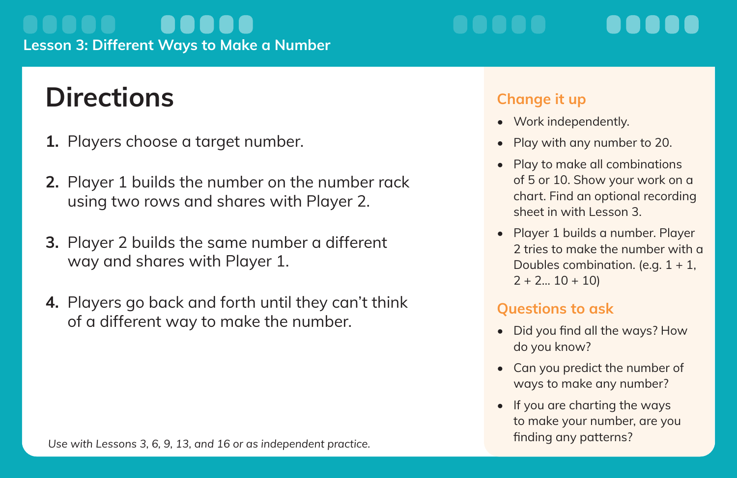Lesson 3: Different Ways to Make a Number

# Directions

1. Players choose a target number.
2. Player 1 builds the number on the number rack using two rows and shares with Player 2.
3. Player 2 builds the same number a different way and shares with Player 1.
4. Players go back and forth until they can't think of a different way to make the number.

*Use with Lessons 3, 6, 9, 13, and 16 or as independent practice.*

## Change it up

- Work independently.
- Play with any number to 20.
- Play to make all combinations of 5 or 10. Show your work on a chart. Find an optional recording sheet in with Lesson 3.
- Player 1 builds a number. Player 2 tries to make the number with a Doubles combination. (e.g. 1 + 1, 2 + 2... 10 + 10)

## Questions to ask

- Did you find all the ways? How do you know?
- Can you predict the number of ways to make any number?
- If you are charting the ways to make your number, are you finding any patterns?